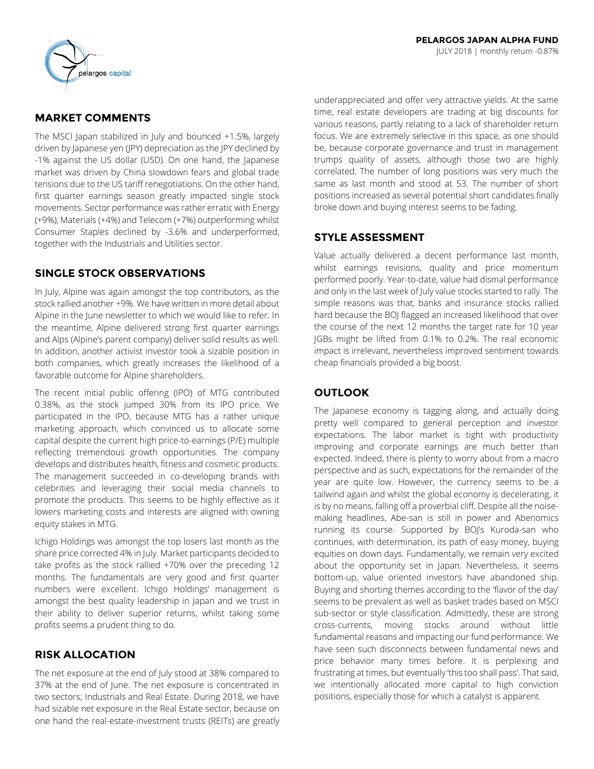**PELARGOS JAPAN ALPHA FUND**

JULY 2018 | monthly return -0.87%

## MARKET COMMENTS

The MSCI Japan stabilized in July and bounced +1.5%, largely driven by Japanese yen (JPY) depreciation as the JPY declined by -1% against the US dollar (USD). On one hand, the Japanese market was driven by China slowdown fears and global trade tensions due to the US tariff renegotiations. On the other hand, first quarter earnings season greatly impacted single stock movements. Sector performance was rather erratic with Energy (+9%), Materials (+4%) and Telecom (+7%) outperforming whilst Consumer Staples declined by -3.6% and underperformed, together with the Industrials and Utilities sector.

## SINGLE STOCK OBSERVATIONS

In July, Alpine was again amongst the top contributors, as the stock rallied another +9%. We have written in more detail about Alpine in the June newsletter to which we would like to refer. In the meantime, Alpine delivered strong first quarter earnings and Alps (Alpine's parent company) deliver solid results as well. In addition, another activist investor took a sizable position in both companies, which greatly increases the likelihood of a favorable outcome for Alpine shareholders.

The recent initial public offering (IPO) of MTG contributed 0.38%, as the stock jumped 30% from its IPO price. We participated in the IPO, because MTG has a rather unique marketing approach, which convinced us to allocate some capital despite the current high price-to-earnings (P/E) multiple reflecting tremendous growth opportunities. The company develops and distributes health, fitness and cosmetic products. The management succeeded in co-developing brands with celebrities and leveraging their social media channels to promote the products. This seems to be highly effective as it lowers marketing costs and interests are aligned with owning equity stakes in MTG.

Ichigo Holdings was amongst the top losers last month as the share price corrected 4% in July. Market participants decided to take profits as the stock rallied +70% over the preceding 12 months. The fundamentals are very good and first quarter numbers were excellent. Ichigo Holdings' management is amongst the best quality leadership in Japan and we trust in their ability to deliver superior returns, whilst taking some profits seems a prudent thing to do.

## RISK ALLOCATION

The net exposure at the end of July stood at 38% compared to 37% at the end of June. The net exposure is concentrated in two sectors; Industrials and Real Estate. During 2018, we have had sizable net exposure in the Real Estate sector, because on one hand the real-estate-investment trusts (REITs) are greatly underappreciated and offer very attractive yields. At the same time, real estate developers are trading at big discounts for various reasons, partly relating to a lack of shareholder return focus. We are extremely selective in this space, as one should be, because corporate governance and trust in management trumps quality of assets, although those two are highly correlated. The number of long positions was very much the same as last month and stood at 53. The number of short positions increased as several potential short candidates finally broke down and buying interest seems to be fading.

## STYLE ASSESSMENT

Value actually delivered a decent performance last month, whilst earnings revisions, quality and price momentum performed poorly. Year-to-date, value had dismal performance and only in the last week of July value stocks started to rally. The simple reasons was that, banks and insurance stocks rallied hard because the BOJ flagged an increased likelihood that over the course of the next 12 months the target rate for 10 year JGBs might be lifted from 0.1% to 0.2%. The real economic impact is irrelevant, nevertheless improved sentiment towards cheap financials provided a big boost.

## OUTLOOK

The Japanese economy is tagging along, and actually doing pretty well compared to general perception and investor expectations. The labor market is tight with productivity improving and corporate earnings are much better than expected. Indeed, there is plenty to worry about from a macro perspective and as such, expectations for the remainder of the year are quite low. However, the currency seems to be a tailwind again and whilst the global economy is decelerating, it is by no means, falling off a proverbial cliff. Despite all the noise-making headlines, Abe-san is still in power and Abenomics running its course. Supported by BOJ's Kuroda-san who continues, with determination, its path of easy money, buying equities on down days. Fundamentally, we remain very excited about the opportunity set in Japan. Nevertheless, it seems bottom-up, value oriented investors have abandoned ship. Buying and shorting themes according to the 'flavor of the day' seems to be prevalent as well as basket trades based on MSCI sub-sector or style classification. Admittedly, these are strong cross-currents, moving stocks around without little fundamental reasons and impacting our fund performance. We have seen such disconnects between fundamental news and price behavior many times before. It is perplexing and frustrating at times, but eventually 'this too shall pass'. That said, we intentionally allocated more capital to high conviction positions, especially those for which a catalyst is apparent.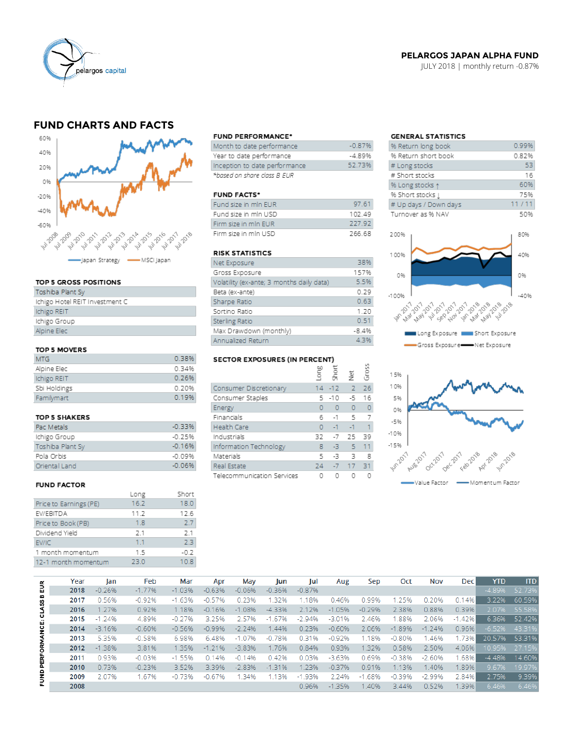**PELARGOS JAPAN ALPHA FUND**
JULY 2018 | monthly return -0.87%

# FUND CHARTS AND FACTS

Japan Strategy — MSCI Japan

### TOP 5 GROSS POSITIONS

| |
|---|
| Toshiba Plant Sy |
| Ichigo Hotel REIT Investment C |
| Ichigo REIT |
| Ichigo Group |
| Alpine Elec |

### TOP 5 MOVERS

| | |
|---|---|
| MTG | 0.38% |
| Alpine Elec | 0.34% |
| Ichigo REIT | 0.26% |
| Sbi Holdings | 0.20% |
| Familymart | 0.19% |

### TOP 5 SHAKERS

| | |
|---|---|
| Pac Metals | -0.33% |
| Ichigo Group | -0.25% |
| Toshiba Plant Sy | -0.16% |
| Pola Orbis | -0.09% |
| Oriental Land | -0.06% |

### FUND FACTOR

| | Long | Short |
|---|---|---|
| Price to Earnings (PE) | 16.2 | 18.0 |
| EV/EBITDA | 11.2 | 12.6 |
| Price to Book (PB) | 1.8 | 2.7 |
| Dividend Yield | 2.1 | 2.1 |
| EV/IC | 1.1 | 2.3 |
| 1 month momentum | 1.5 | -0.2 |
| 12-1 month momentum | 23.0 | 10.8 |

### FUND PERFORMANCE*

| | |
|---|---|
| Month to date performance | -0.87% |
| Year to date performance | -4.89% |
| Inception to date performance | 52.73% |

*based on share class B EUR

### FUND FACTS*

| | |
|---|---|
| Fund size in mln EUR | 97.61 |
| Fund size in mln USD | 102.49 |
| Firm size in mln EUR | 227.92 |
| Firm size in mln USD | 266.68 |

### RISK STATISTICS

| | |
|---|---|
| Net Exposure | 38% |
| Gross Exposure | 157% |
| Volatility (ex-ante; 3 months daily data) | 5.5% |
| Beta (ex-ante) | 0.29 |
| Sharpe Ratio | 0.63 |
| Sortino Ratio | 1.20 |
| Sterling Ratio | 0.51 |
| Max Drawdown (monthly) | -8.4% |
| Annualized Return | 4.3% |

### SECTOR EXPOSURES (IN PERCENT)

| | Long | Short | Net | Gross |
|---|---|---|---|---|
| Consumer Discretionary | 14 | -12 | 2 | 26 |
| Consumer Staples | 5 | -10 | -5 | 16 |
| Energy | 0 | 0 | 0 | 0 |
| Financials | 6 | -1 | 5 | 7 |
| Health Care | 0 | -1 | -1 | 1 |
| Industrials | 32 | -7 | 25 | 39 |
| Information Technology | 8 | -3 | 5 | 11 |
| Materials | 5 | -3 | 3 | 8 |
| Real Estate | 24 | -7 | 17 | 31 |
| Telecommunication Services | 0 | 0 | 0 | 0 |

### GENERAL STATISTICS

| | |
|---|---|
| % Return long book | 0.99% |
| % Return short book | 0.82% |
| # Long stocks | 53 |
| # Short stocks | 16 |
| % Long stocks ↑ | 60% |
| % Short stocks ↓ | 75% |
| # Up days / Down days | 11 / 11 |
| Turnover as % NAV | 50% |

Long Exposure — Short Exposure — Gross Exposure — Net Exposure

Value Factor — Momentum Factor

### FUND PERFORMANCE: CLASS B EUR

| Year | Jan | Feb | Mar | Apr | May | Jun | Jul | Aug | Sep | Oct | Nov | Dec | YTD | ITD |
|---|---|---|---|---|---|---|---|---|---|---|---|---|---|---|
| 2018 | -0.26% | -1.77% | -1.03% | -0.63% | -0.06% | -0.36% | -0.87% | | | | | | -4.89% | 52.73% |
| 2017 | 0.56% | -0.92% | -1.63% | -0.57% | 0.23% | 1.32% | 1.18% | 0.46% | 0.99% | 1.25% | 0.20% | 0.14% | 3.22% | 60.59% |
| 2016 | 1.27% | 0.92% | 1.18% | -0.16% | -1.08% | -4.33% | 2.12% | -1.05% | -0.29% | 2.38% | 0.88% | 0.39% | 2.07% | 55.58% |
| 2015 | -1.24% | 4.89% | -0.27% | 3.25% | 2.57% | -1.67% | -2.94% | -3.01% | 2.46% | 1.88% | 2.06% | -1.42% | 6.36% | 52.42% |
| 2014 | -3.16% | -0.60% | -0.56% | -0.99% | -2.24% | 1.44% | 0.23% | -0.60% | 2.06% | -1.89% | -1.24% | 0.96% | -6.52% | 43.31% |
| 2013 | 5.35% | -0.58% | 6.98% | 6.48% | -1.07% | -0.78% | 0.31% | -0.92% | 1.18% | -0.80% | 1.46% | 1.73% | 20.57% | 53.31% |
| 2012 | -1.38% | 3.81% | 1.35% | -1.21% | -3.83% | 1.76% | 0.84% | 0.93% | 1.32% | 0.58% | 2.50% | 4.06% | 10.95% | 27.15% |
| 2011 | 0.93% | -0.03% | -1.55% | 0.14% | -0.14% | 0.42% | 0.03% | -3.63% | 0.69% | -0.38% | -2.60% | 1.68% | -4.48% | 14.60% |
| 2010 | 0.73% | -0.23% | 3.52% | 3.39% | -2.83% | -1.31% | 1.23% | -0.37% | 0.91% | 1.13% | 1.40% | 1.89% | 9.67% | 19.97% |
| 2009 | 2.07% | 1.67% | -0.73% | -0.67% | 1.34% | 1.13% | -1.93% | 2.24% | -1.68% | -0.39% | -2.99% | 2.84% | 2.75% | 9.39% |
| 2008 | | | | | | | 0.96% | -1.35% | 1.40% | 3.44% | 0.52% | 1.39% | 6.46% | 6.46% |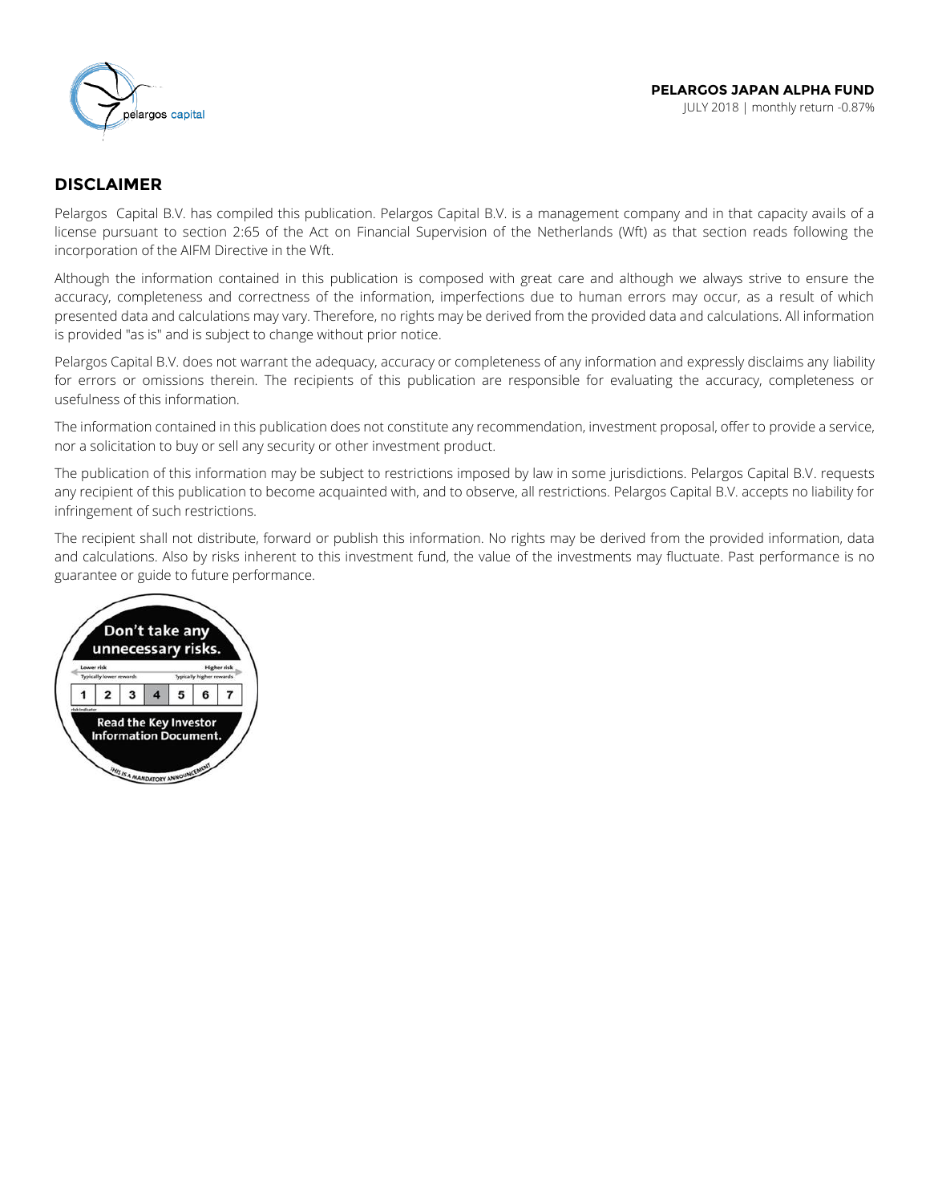## DISCLAIMER

Pelargos Capital B.V. has compiled this publication. Pelargos Capital B.V. is a management company and in that capacity avails of a license pursuant to section 2:65 of the Act on Financial Supervision of the Netherlands (Wft) as that section reads following the incorporation of the AIFM Directive in the Wft.

Although the information contained in this publication is composed with great care and although we always strive to ensure the accuracy, completeness and correctness of the information, imperfections due to human errors may occur, as a result of which presented data and calculations may vary. Therefore, no rights may be derived from the provided data and calculations. All information is provided "as is" and is subject to change without prior notice.

Pelargos Capital B.V. does not warrant the adequacy, accuracy or completeness of any information and expressly disclaims any liability for errors or omissions therein. The recipients of this publication are responsible for evaluating the accuracy, completeness or usefulness of this information.

The information contained in this publication does not constitute any recommendation, investment proposal, offer to provide a service, nor a solicitation to buy or sell any security or other investment product.

The publication of this information may be subject to restrictions imposed by law in some jurisdictions. Pelargos Capital B.V. requests any recipient of this publication to become acquainted with, and to observe, all restrictions. Pelargos Capital B.V. accepts no liability for infringement of such restrictions.

The recipient shall not distribute, forward or publish this information. No rights may be derived from the provided information, data and calculations. Also by risks inherent to this investment fund, the value of the investments may fluctuate. Past performance is no guarantee or guide to future performance.

Don't take any unnecessary risks.

Lower risk — Typically lower rewards | Higher risk — Typically higher rewards

1 2 3 4 5 6 7

risk indicator

Read the Key Investor Information Document.

THIS IS A MANDATORY ANNOUNCEMENT